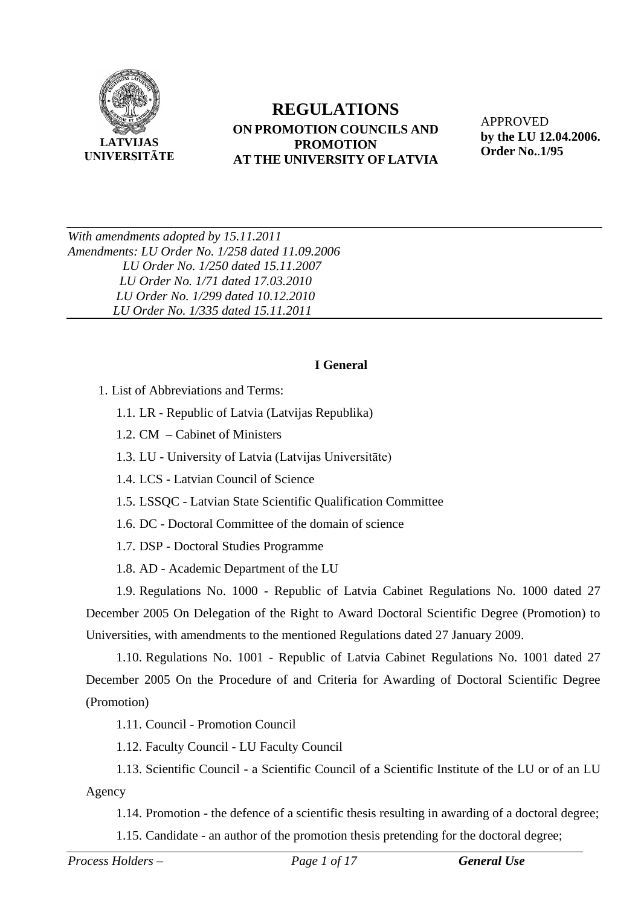LATVIJAS UNIVERSITĀTE

# REGULATIONS

## ON PROMOTION COUNCILS AND PROMOTION AT THE UNIVERSITY OF LATVIA

APPROVED
**by the LU 12.04.2006. Order No..1/95**

*With amendments adopted by 15.11.2011*
*Amendments: LU Order No. 1/258 dated 11.09.2006*
*LU Order No. 1/250 dated 15.11.2007*
*LU Order No. 1/71 dated 17.03.2010*
*LU Order No. 1/299 dated 10.12.2010*
*LU Order No. 1/335 dated 15.11.2011*

### I General

1. List of Abbreviations and Terms:

1.1. LR - Republic of Latvia (Latvijas Republika)

1.2. CM – Cabinet of Ministers

1.3. LU - University of Latvia (Latvijas Universitāte)

1.4. LCS - Latvian Council of Science

1.5. LSSQC - Latvian State Scientific Qualification Committee

1.6. DC - Doctoral Committee of the domain of science

1.7. DSP - Doctoral Studies Programme

1.8. AD - Academic Department of the LU

1.9. Regulations No. 1000 - Republic of Latvia Cabinet Regulations No. 1000 dated 27 December 2005 On Delegation of the Right to Award Doctoral Scientific Degree (Promotion) to Universities, with amendments to the mentioned Regulations dated 27 January 2009.

1.10. Regulations No. 1001 - Republic of Latvia Cabinet Regulations No. 1001 dated 27 December 2005 On the Procedure of and Criteria for Awarding of Doctoral Scientific Degree (Promotion)

1.11. Council - Promotion Council

1.12. Faculty Council - LU Faculty Council

1.13. Scientific Council - a Scientific Council of a Scientific Institute of the LU or of an LU Agency

1.14. Promotion - the defence of a scientific thesis resulting in awarding of a doctoral degree;

1.15. Candidate - an author of the promotion thesis pretending for the doctoral degree;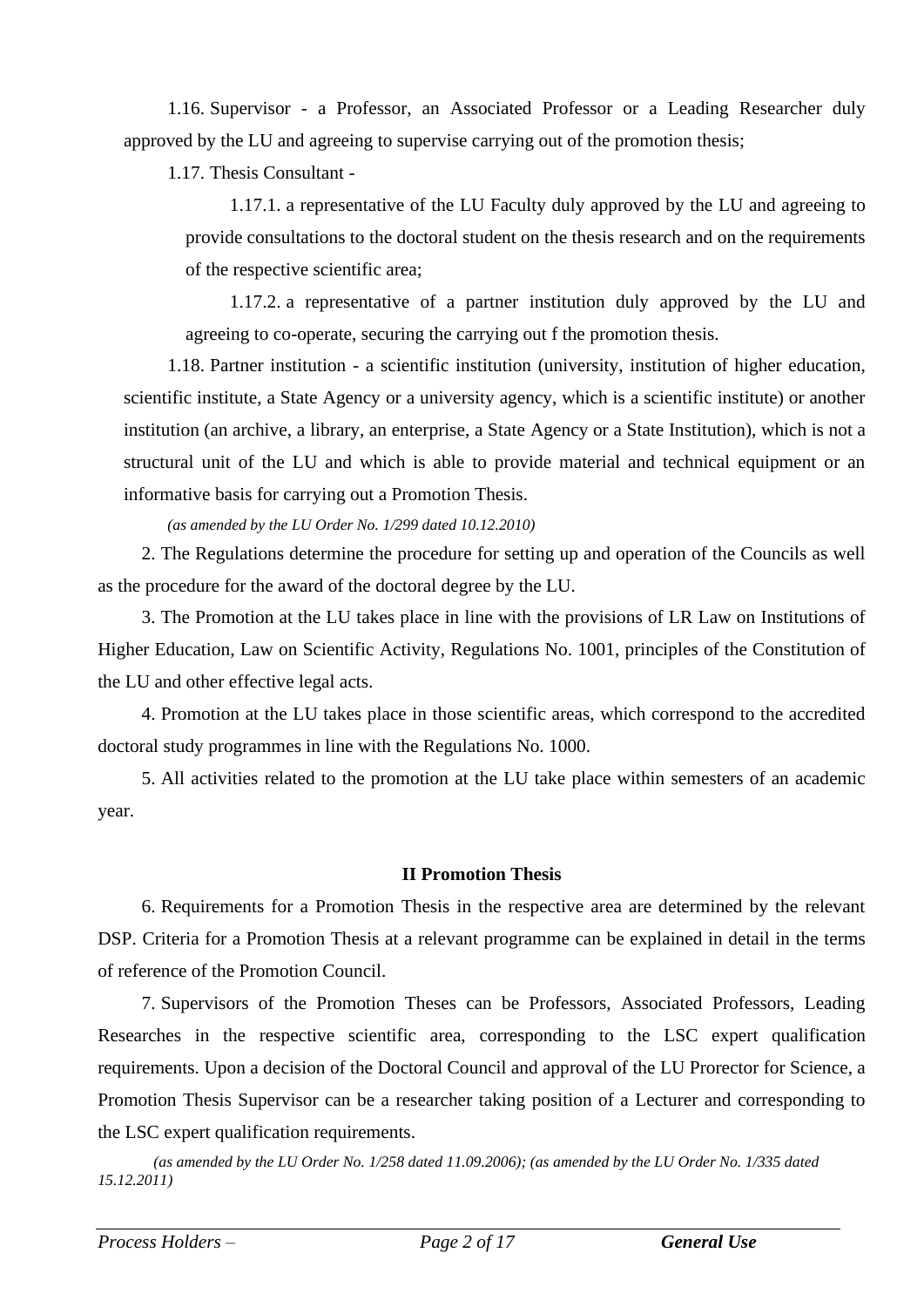1.16. Supervisor - a Professor, an Associated Professor or a Leading Researcher duly approved by the LU and agreeing to supervise carrying out of the promotion thesis;

1.17. Thesis Consultant -

1.17.1. a representative of the LU Faculty duly approved by the LU and agreeing to provide consultations to the doctoral student on the thesis research and on the requirements of the respective scientific area;

1.17.2. a representative of a partner institution duly approved by the LU and agreeing to co-operate, securing the carrying out f the promotion thesis.

1.18. Partner institution - a scientific institution (university, institution of higher education, scientific institute, a State Agency or a university agency, which is a scientific institute) or another institution (an archive, a library, an enterprise, a State Agency or a State Institution), which is not a structural unit of the LU and which is able to provide material and technical equipment or an informative basis for carrying out a Promotion Thesis.

*(as amended by the LU Order No. 1/299 dated 10.12.2010)*

2. The Regulations determine the procedure for setting up and operation of the Councils as well as the procedure for the award of the doctoral degree by the LU.

3. The Promotion at the LU takes place in line with the provisions of LR Law on Institutions of Higher Education, Law on Scientific Activity, Regulations No. 1001, principles of the Constitution of the LU and other effective legal acts.

4. Promotion at the LU takes place in those scientific areas, which correspond to the accredited doctoral study programmes in line with the Regulations No. 1000.

5. All activities related to the promotion at the LU take place within semesters of an academic year.

## II Promotion Thesis

6. Requirements for a Promotion Thesis in the respective area are determined by the relevant DSP. Criteria for a Promotion Thesis at a relevant programme can be explained in detail in the terms of reference of the Promotion Council.

7. Supervisors of the Promotion Theses can be Professors, Associated Professors, Leading Researches in the respective scientific area, corresponding to the LSC expert qualification requirements. Upon a decision of the Doctoral Council and approval of the LU Prorector for Science, a Promotion Thesis Supervisor can be a researcher taking position of a Lecturer and corresponding to the LSC expert qualification requirements.

*(as amended by the LU Order No. 1/258 dated 11.09.2006); (as amended by the LU Order No. 1/335 dated 15.12.2011)*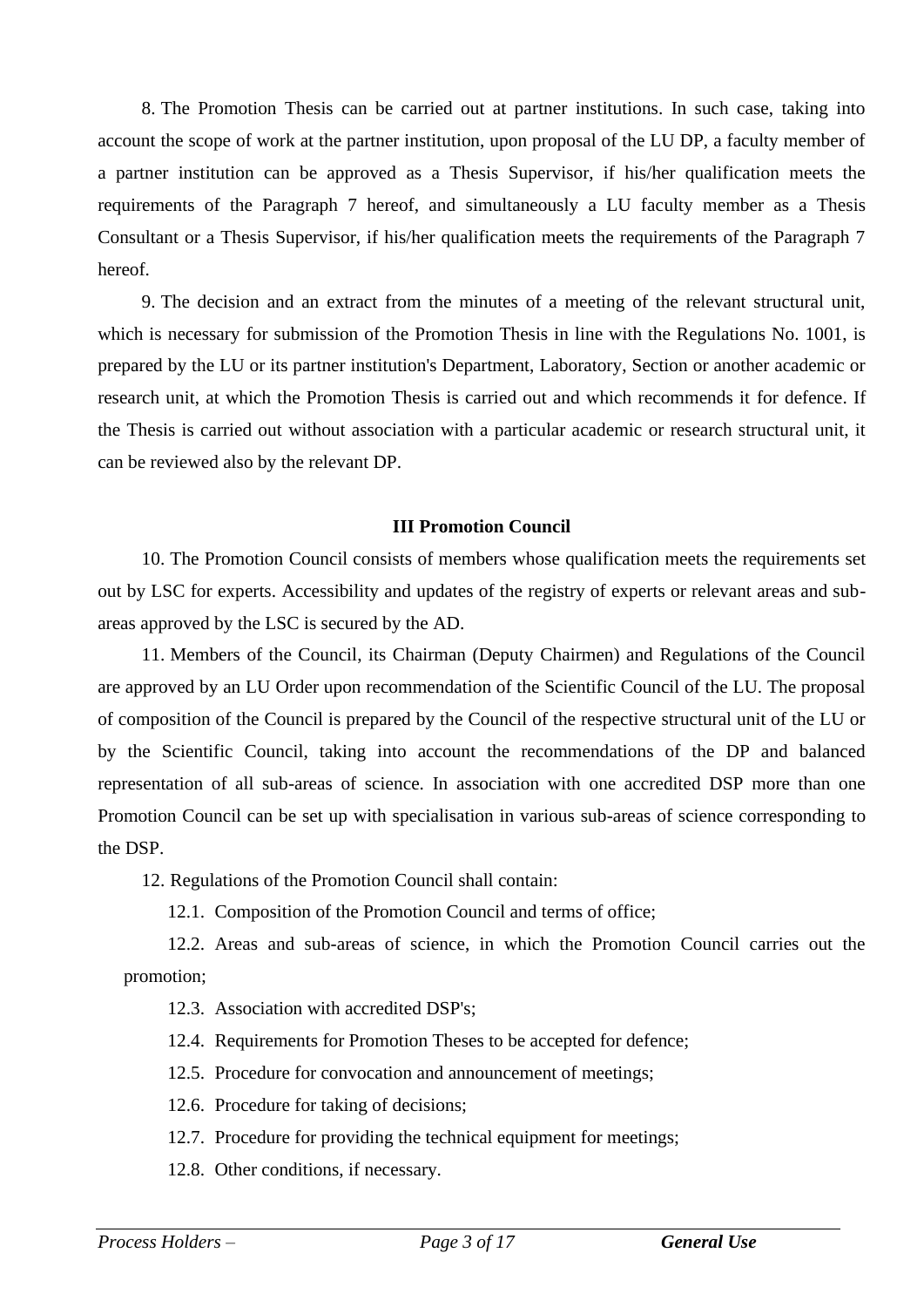8. The Promotion Thesis can be carried out at partner institutions. In such case, taking into account the scope of work at the partner institution, upon proposal of the LU DP, a faculty member of a partner institution can be approved as a Thesis Supervisor, if his/her qualification meets the requirements of the Paragraph 7 hereof, and simultaneously a LU faculty member as a Thesis Consultant or a Thesis Supervisor, if his/her qualification meets the requirements of the Paragraph 7 hereof.

9. The decision and an extract from the minutes of a meeting of the relevant structural unit, which is necessary for submission of the Promotion Thesis in line with the Regulations No. 1001, is prepared by the LU or its partner institution's Department, Laboratory, Section or another academic or research unit, at which the Promotion Thesis is carried out and which recommends it for defence. If the Thesis is carried out without association with a particular academic or research structural unit, it can be reviewed also by the relevant DP.

## III Promotion Council

10. The Promotion Council consists of members whose qualification meets the requirements set out by LSC for experts. Accessibility and updates of the registry of experts or relevant areas and sub-areas approved by the LSC is secured by the AD.

11. Members of the Council, its Chairman (Deputy Chairmen) and Regulations of the Council are approved by an LU Order upon recommendation of the Scientific Council of the LU. The proposal of composition of the Council is prepared by the Council of the respective structural unit of the LU or by the Scientific Council, taking into account the recommendations of the DP and balanced representation of all sub-areas of science. In association with one accredited DSP more than one Promotion Council can be set up with specialisation in various sub-areas of science corresponding to the DSP.

12. Regulations of the Promotion Council shall contain:

12.1. Composition of the Promotion Council and terms of office;

12.2. Areas and sub-areas of science, in which the Promotion Council carries out the promotion;

12.3. Association with accredited DSP's;

12.4. Requirements for Promotion Theses to be accepted for defence;

12.5. Procedure for convocation and announcement of meetings;

12.6. Procedure for taking of decisions;

12.7. Procedure for providing the technical equipment for meetings;

12.8. Other conditions, if necessary.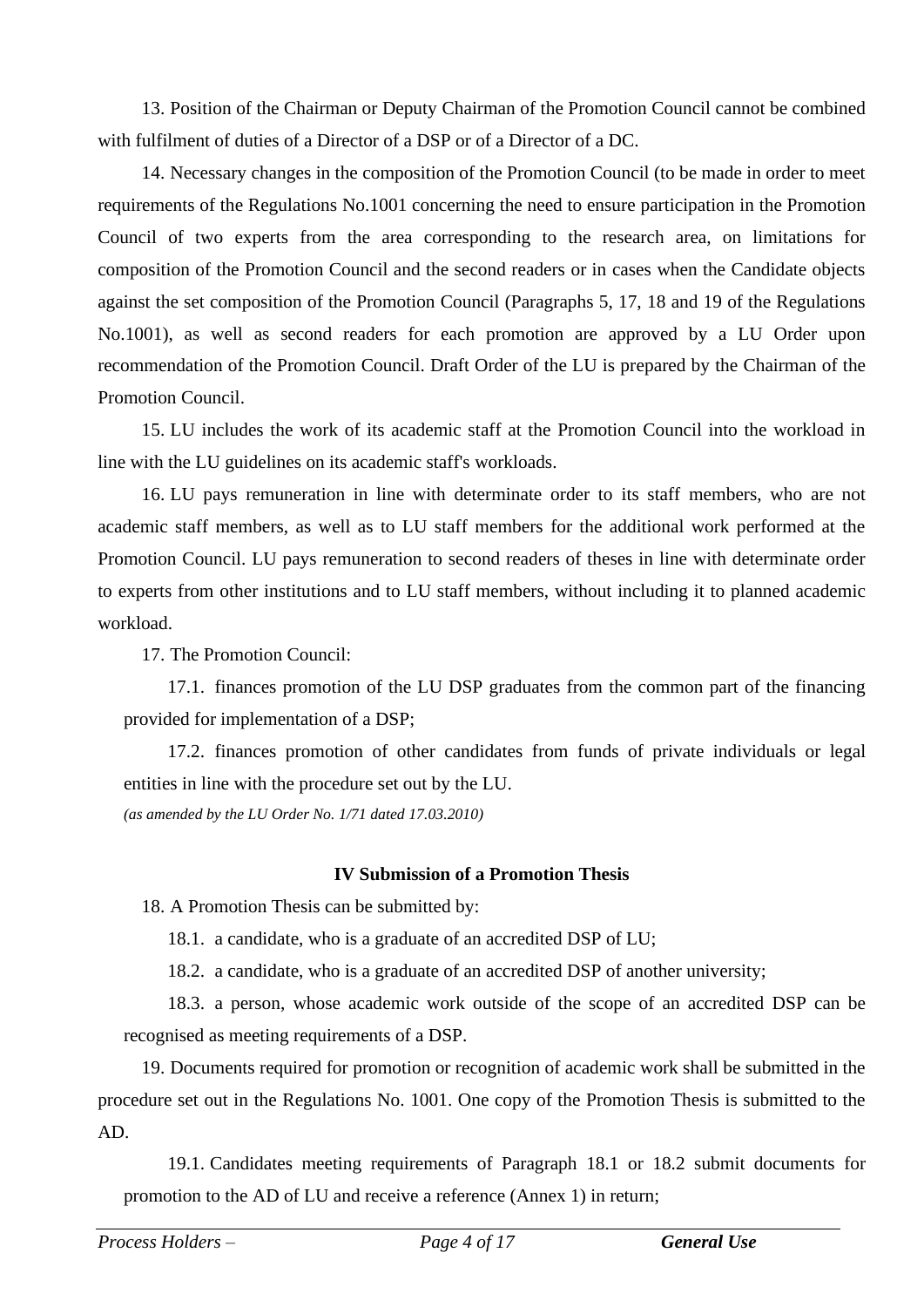13. Position of the Chairman or Deputy Chairman of the Promotion Council cannot be combined with fulfilment of duties of a Director of a DSP or of a Director of a DC.

14. Necessary changes in the composition of the Promotion Council (to be made in order to meet requirements of the Regulations No.1001 concerning the need to ensure participation in the Promotion Council of two experts from the area corresponding to the research area, on limitations for composition of the Promotion Council and the second readers or in cases when the Candidate objects against the set composition of the Promotion Council (Paragraphs 5, 17, 18 and 19 of the Regulations No.1001), as well as second readers for each promotion are approved by a LU Order upon recommendation of the Promotion Council. Draft Order of the LU is prepared by the Chairman of the Promotion Council.

15. LU includes the work of its academic staff at the Promotion Council into the workload in line with the LU guidelines on its academic staff's workloads.

16. LU pays remuneration in line with determinate order to its staff members, who are not academic staff members, as well as to LU staff members for the additional work performed at the Promotion Council. LU pays remuneration to second readers of theses in line with determinate order to experts from other institutions and to LU staff members, without including it to planned academic workload.

17. The Promotion Council:

17.1. finances promotion of the LU DSP graduates from the common part of the financing provided for implementation of a DSP;

17.2. finances promotion of other candidates from funds of private individuals or legal entities in line with the procedure set out by the LU.

*(as amended by the LU Order No. 1/71 dated 17.03.2010)*

## IV Submission of a Promotion Thesis

18. A Promotion Thesis can be submitted by:

18.1. a candidate, who is a graduate of an accredited DSP of LU;

18.2. a candidate, who is a graduate of an accredited DSP of another university;

18.3. a person, whose academic work outside of the scope of an accredited DSP can be recognised as meeting requirements of a DSP.

19. Documents required for promotion or recognition of academic work shall be submitted in the procedure set out in the Regulations No. 1001. One copy of the Promotion Thesis is submitted to the AD.

19.1. Candidates meeting requirements of Paragraph 18.1 or 18.2 submit documents for promotion to the AD of LU and receive a reference (Annex 1) in return;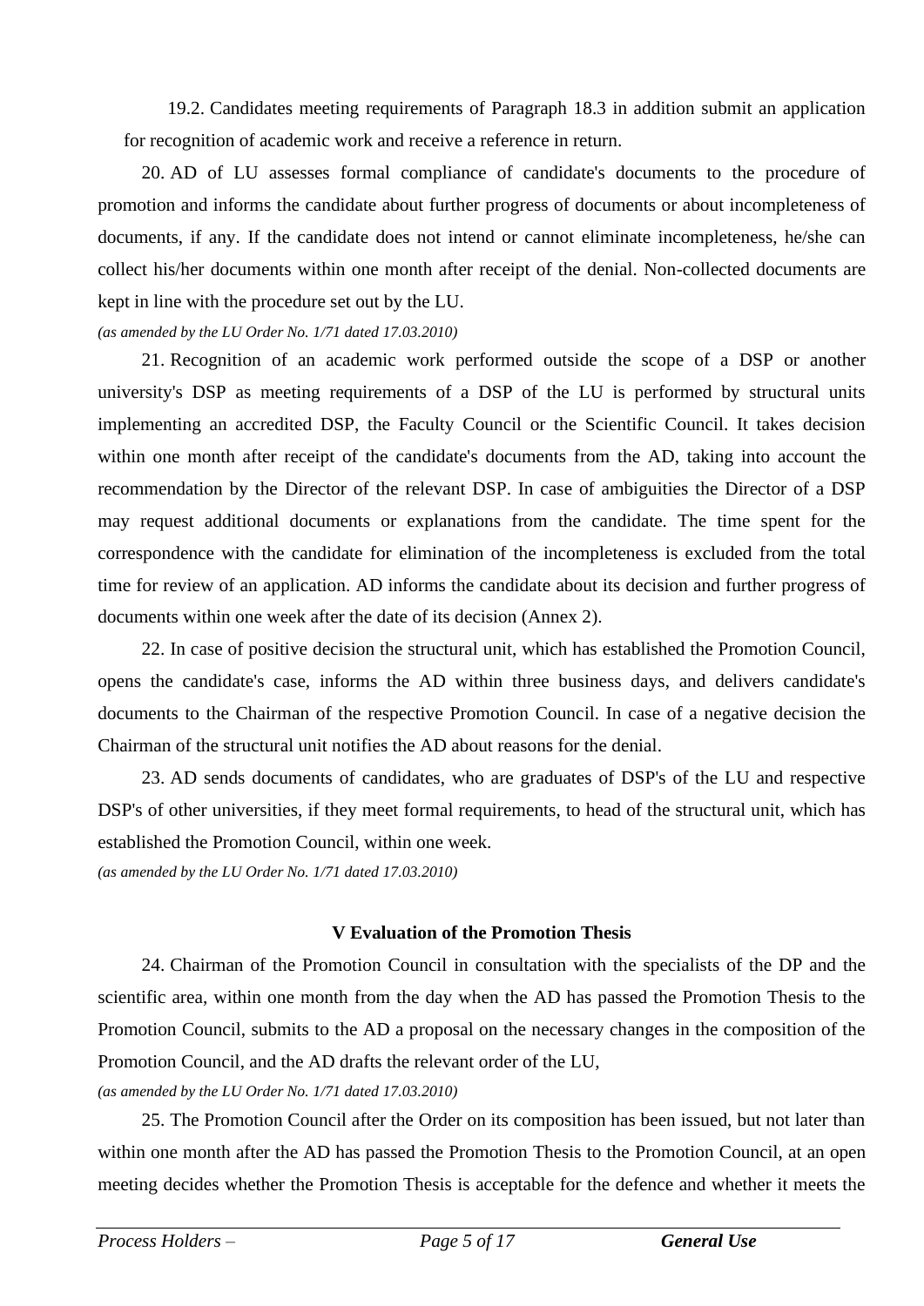19.2. Candidates meeting requirements of Paragraph 18.3 in addition submit an application for recognition of academic work and receive a reference in return.

20. AD of LU assesses formal compliance of candidate's documents to the procedure of promotion and informs the candidate about further progress of documents or about incompleteness of documents, if any. If the candidate does not intend or cannot eliminate incompleteness, he/she can collect his/her documents within one month after receipt of the denial. Non-collected documents are kept in line with the procedure set out by the LU.

*(as amended by the LU Order No. 1/71 dated 17.03.2010)*

21. Recognition of an academic work performed outside the scope of a DSP or another university's DSP as meeting requirements of a DSP of the LU is performed by structural units implementing an accredited DSP, the Faculty Council or the Scientific Council. It takes decision within one month after receipt of the candidate's documents from the AD, taking into account the recommendation by the Director of the relevant DSP. In case of ambiguities the Director of a DSP may request additional documents or explanations from the candidate. The time spent for the correspondence with the candidate for elimination of the incompleteness is excluded from the total time for review of an application. AD informs the candidate about its decision and further progress of documents within one week after the date of its decision (Annex 2).

22. In case of positive decision the structural unit, which has established the Promotion Council, opens the candidate's case, informs the AD within three business days, and delivers candidate's documents to the Chairman of the respective Promotion Council. In case of a negative decision the Chairman of the structural unit notifies the AD about reasons for the denial.

23. AD sends documents of candidates, who are graduates of DSP's of the LU and respective DSP's of other universities, if they meet formal requirements, to head of the structural unit, which has established the Promotion Council, within one week.

*(as amended by the LU Order No. 1/71 dated 17.03.2010)*

### V Evaluation of the Promotion Thesis

24. Chairman of the Promotion Council in consultation with the specialists of the DP and the scientific area, within one month from the day when the AD has passed the Promotion Thesis to the Promotion Council, submits to the AD a proposal on the necessary changes in the composition of the Promotion Council, and the AD drafts the relevant order of the LU,

*(as amended by the LU Order No. 1/71 dated 17.03.2010)*

25. The Promotion Council after the Order on its composition has been issued, but not later than within one month after the AD has passed the Promotion Thesis to the Promotion Council, at an open meeting decides whether the Promotion Thesis is acceptable for the defence and whether it meets the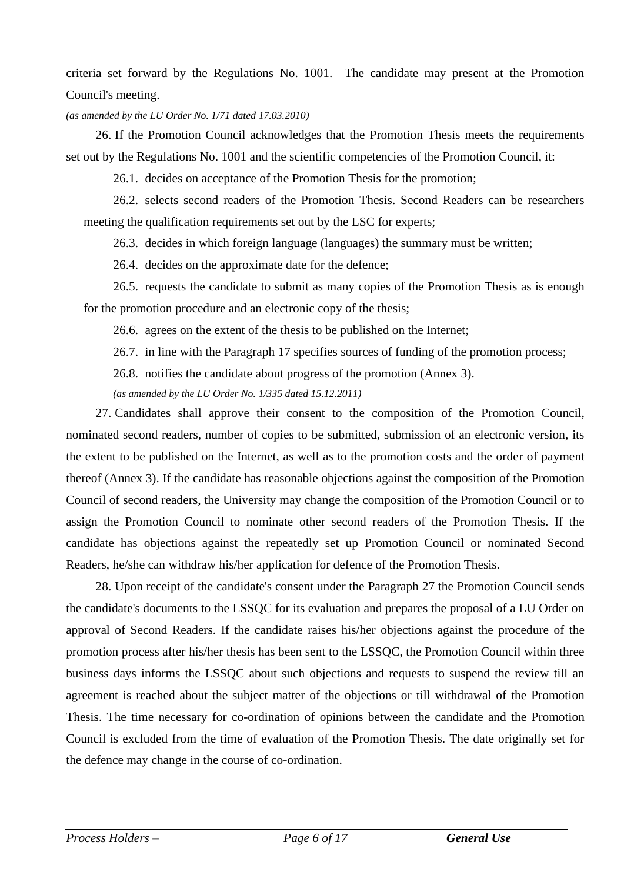criteria set forward by the Regulations No. 1001. The candidate may present at the Promotion Council's meeting.

*(as amended by the LU Order No. 1/71 dated 17.03.2010)*

26. If the Promotion Council acknowledges that the Promotion Thesis meets the requirements set out by the Regulations No. 1001 and the scientific competencies of the Promotion Council, it:

26.1. decides on acceptance of the Promotion Thesis for the promotion;

26.2. selects second readers of the Promotion Thesis. Second Readers can be researchers meeting the qualification requirements set out by the LSC for experts;

26.3. decides in which foreign language (languages) the summary must be written;

26.4. decides on the approximate date for the defence;

26.5. requests the candidate to submit as many copies of the Promotion Thesis as is enough for the promotion procedure and an electronic copy of the thesis;

26.6. agrees on the extent of the thesis to be published on the Internet;

26.7. in line with the Paragraph 17 specifies sources of funding of the promotion process;

26.8. notifies the candidate about progress of the promotion (Annex 3).

*(as amended by the LU Order No. 1/335 dated 15.12.2011)*

27. Candidates shall approve their consent to the composition of the Promotion Council, nominated second readers, number of copies to be submitted, submission of an electronic version, its the extent to be published on the Internet, as well as to the promotion costs and the order of payment thereof (Annex 3). If the candidate has reasonable objections against the composition of the Promotion Council of second readers, the University may change the composition of the Promotion Council or to assign the Promotion Council to nominate other second readers of the Promotion Thesis. If the candidate has objections against the repeatedly set up Promotion Council or nominated Second Readers, he/she can withdraw his/her application for defence of the Promotion Thesis.

28. Upon receipt of the candidate's consent under the Paragraph 27 the Promotion Council sends the candidate's documents to the LSSQC for its evaluation and prepares the proposal of a LU Order on approval of Second Readers. If the candidate raises his/her objections against the procedure of the promotion process after his/her thesis has been sent to the LSSQC, the Promotion Council within three business days informs the LSSQC about such objections and requests to suspend the review till an agreement is reached about the subject matter of the objections or till withdrawal of the Promotion Thesis. The time necessary for co-ordination of opinions between the candidate and the Promotion Council is excluded from the time of evaluation of the Promotion Thesis. The date originally set for the defence may change in the course of co-ordination.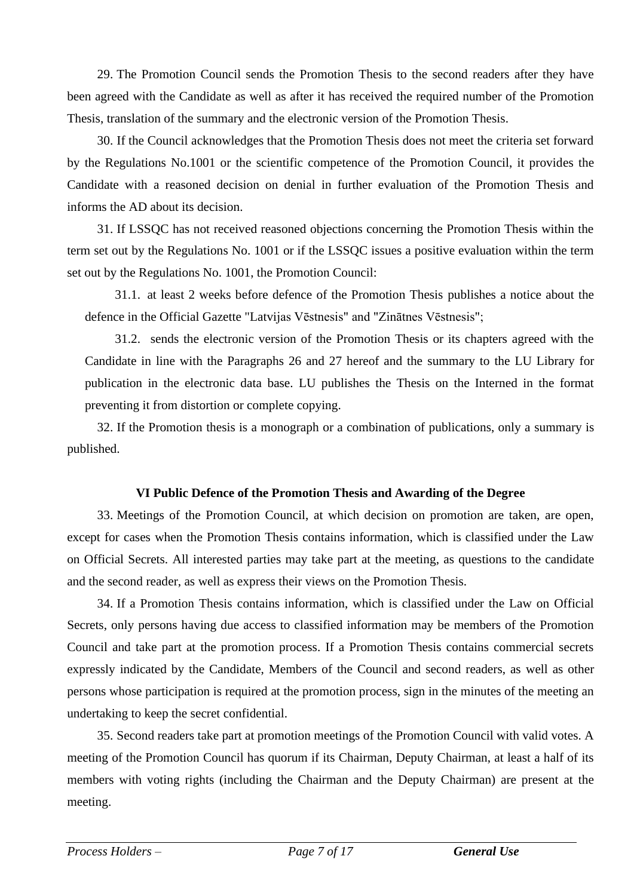29. The Promotion Council sends the Promotion Thesis to the second readers after they have been agreed with the Candidate as well as after it has received the required number of the Promotion Thesis, translation of the summary and the electronic version of the Promotion Thesis.

30. If the Council acknowledges that the Promotion Thesis does not meet the criteria set forward by the Regulations No.1001 or the scientific competence of the Promotion Council, it provides the Candidate with a reasoned decision on denial in further evaluation of the Promotion Thesis and informs the AD about its decision.

31. If LSSQC has not received reasoned objections concerning the Promotion Thesis within the term set out by the Regulations No. 1001 or if the LSSQC issues a positive evaluation within the term set out by the Regulations No. 1001, the Promotion Council:

31.1. at least 2 weeks before defence of the Promotion Thesis publishes a notice about the defence in the Official Gazette "Latvijas Vēstnesis" and "Zinātnes Vēstnesis";

31.2. sends the electronic version of the Promotion Thesis or its chapters agreed with the Candidate in line with the Paragraphs 26 and 27 hereof and the summary to the LU Library for publication in the electronic data base. LU publishes the Thesis on the Interned in the format preventing it from distortion or complete copying.

32. If the Promotion thesis is a monograph or a combination of publications, only a summary is published.

### VI Public Defence of the Promotion Thesis and Awarding of the Degree

33. Meetings of the Promotion Council, at which decision on promotion are taken, are open, except for cases when the Promotion Thesis contains information, which is classified under the Law on Official Secrets. All interested parties may take part at the meeting, as questions to the candidate and the second reader, as well as express their views on the Promotion Thesis.

34. If a Promotion Thesis contains information, which is classified under the Law on Official Secrets, only persons having due access to classified information may be members of the Promotion Council and take part at the promotion process. If a Promotion Thesis contains commercial secrets expressly indicated by the Candidate, Members of the Council and second readers, as well as other persons whose participation is required at the promotion process, sign in the minutes of the meeting an undertaking to keep the secret confidential.

35. Second readers take part at promotion meetings of the Promotion Council with valid votes. A meeting of the Promotion Council has quorum if its Chairman, Deputy Chairman, at least a half of its members with voting rights (including the Chairman and the Deputy Chairman) are present at the meeting.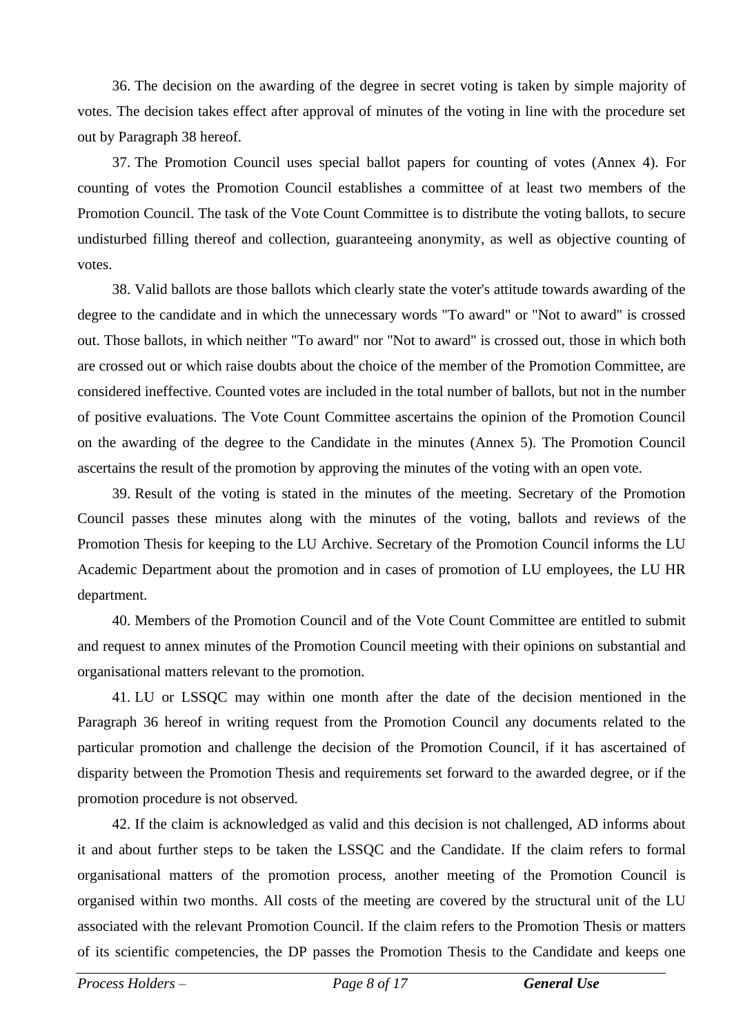36. The decision on the awarding of the degree in secret voting is taken by simple majority of votes. The decision takes effect after approval of minutes of the voting in line with the procedure set out by Paragraph 38 hereof.

37. The Promotion Council uses special ballot papers for counting of votes (Annex 4). For counting of votes the Promotion Council establishes a committee of at least two members of the Promotion Council. The task of the Vote Count Committee is to distribute the voting ballots, to secure undisturbed filling thereof and collection, guaranteeing anonymity, as well as objective counting of votes.

38. Valid ballots are those ballots which clearly state the voter's attitude towards awarding of the degree to the candidate and in which the unnecessary words "To award" or "Not to award" is crossed out. Those ballots, in which neither "To award" nor "Not to award" is crossed out, those in which both are crossed out or which raise doubts about the choice of the member of the Promotion Committee, are considered ineffective. Counted votes are included in the total number of ballots, but not in the number of positive evaluations. The Vote Count Committee ascertains the opinion of the Promotion Council on the awarding of the degree to the Candidate in the minutes (Annex 5). The Promotion Council ascertains the result of the promotion by approving the minutes of the voting with an open vote.

39. Result of the voting is stated in the minutes of the meeting. Secretary of the Promotion Council passes these minutes along with the minutes of the voting, ballots and reviews of the Promotion Thesis for keeping to the LU Archive. Secretary of the Promotion Council informs the LU Academic Department about the promotion and in cases of promotion of LU employees, the LU HR department.

40. Members of the Promotion Council and of the Vote Count Committee are entitled to submit and request to annex minutes of the Promotion Council meeting with their opinions on substantial and organisational matters relevant to the promotion.

41. LU or LSSQC may within one month after the date of the decision mentioned in the Paragraph 36 hereof in writing request from the Promotion Council any documents related to the particular promotion and challenge the decision of the Promotion Council, if it has ascertained of disparity between the Promotion Thesis and requirements set forward to the awarded degree, or if the promotion procedure is not observed.

42. If the claim is acknowledged as valid and this decision is not challenged, AD informs about it and about further steps to be taken the LSSQC and the Candidate. If the claim refers to formal organisational matters of the promotion process, another meeting of the Promotion Council is organised within two months. All costs of the meeting are covered by the structural unit of the LU associated with the relevant Promotion Council. If the claim refers to the Promotion Thesis or matters of its scientific competencies, the DP passes the Promotion Thesis to the Candidate and keeps one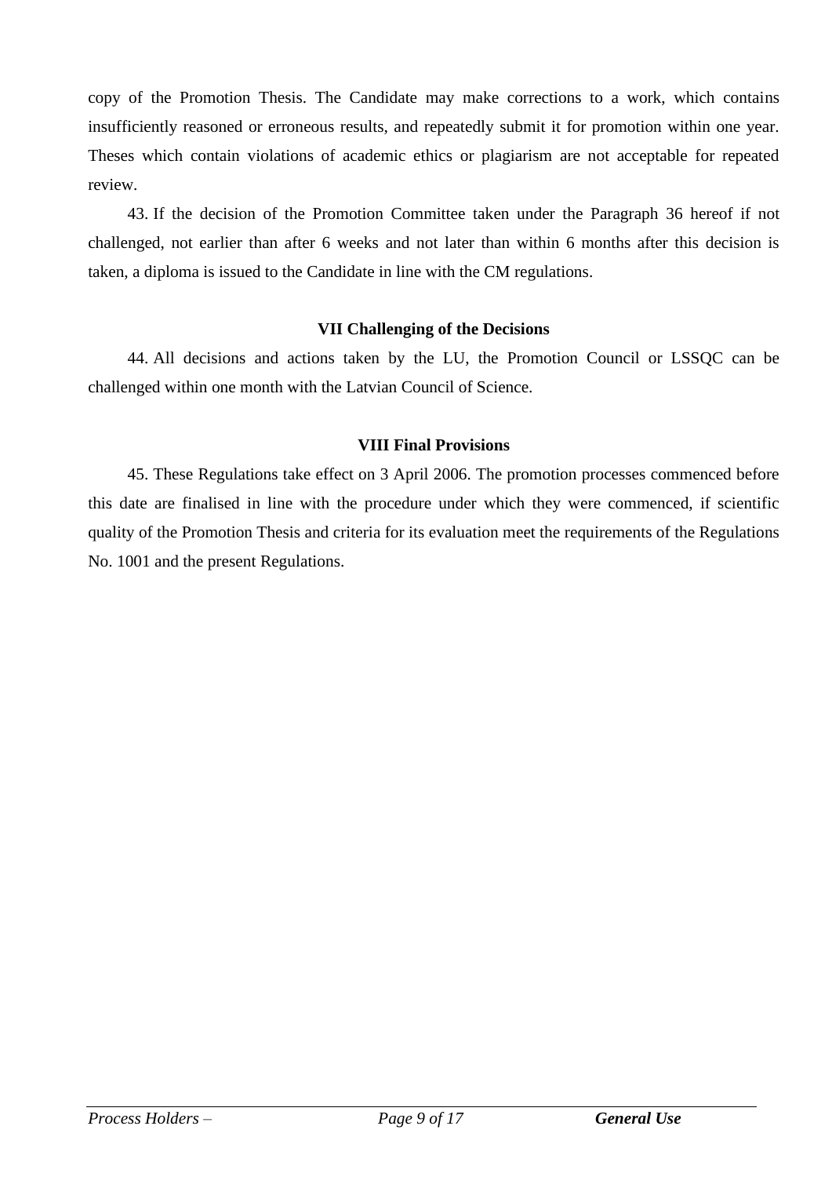copy of the Promotion Thesis. The Candidate may make corrections to a work, which contains insufficiently reasoned or erroneous results, and repeatedly submit it for promotion within one year. Theses which contain violations of academic ethics or plagiarism are not acceptable for repeated review.

43. If the decision of the Promotion Committee taken under the Paragraph 36 hereof if not challenged, not earlier than after 6 weeks and not later than within 6 months after this decision is taken, a diploma is issued to the Candidate in line with the CM regulations.

## VII Challenging of the Decisions

44. All decisions and actions taken by the LU, the Promotion Council or LSSQC can be challenged within one month with the Latvian Council of Science.

## VIII Final Provisions

45. These Regulations take effect on 3 April 2006. The promotion processes commenced before this date are finalised in line with the procedure under which they were commenced, if scientific quality of the Promotion Thesis and criteria for its evaluation meet the requirements of the Regulations No. 1001 and the present Regulations.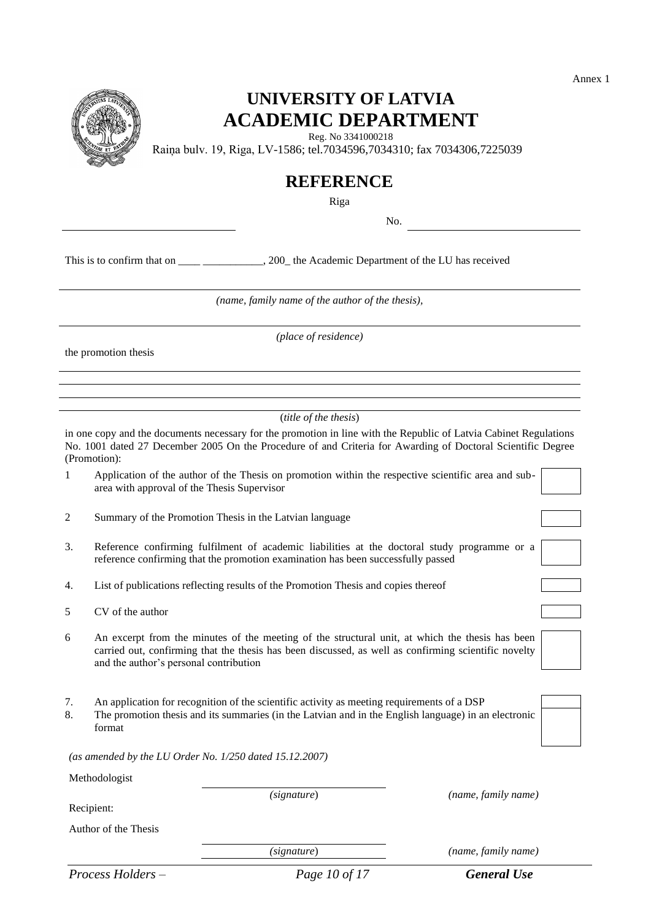Annex 1

# UNIVERSITY OF LATVIA
# ACADEMIC DEPARTMENT

Reg. No 3341000218

Raiņa bulv. 19, Riga, LV-1586; tel.7034596,7034310; fax 7034306,7225039

## REFERENCE

Riga

______________________________ No. ______________________________

This is to confirm that on ____ ___________, 200_ the Academic Department of the LU has received

_______________________________________________________________

*(name, family name of the author of the thesis),*

_______________________________________________________________

*(place of residence)*

the promotion thesis

_______________________________________________________________

_______________________________________________________________

_______________________________________________________________

_______________________________________________________________

(*title of the thesis*)

in one copy and the documents necessary for the promotion in line with the Republic of Latvia Cabinet Regulations No. 1001 dated 27 December 2005 On the Procedure of and Criteria for Awarding of Doctoral Scientific Degree (Promotion):

1 Application of the author of the Thesis on promotion within the respective scientific area and sub-area with approval of the Thesis Supervisor ☐

2 Summary of the Promotion Thesis in the Latvian language ☐

3. Reference confirming fulfilment of academic liabilities at the doctoral study programme or a reference confirming that the promotion examination has been successfully passed ☐

4. List of publications reflecting results of the Promotion Thesis and copies thereof ☐

5 CV of the author ☐

6 An excerpt from the minutes of the meeting of the structural unit, at which the thesis has been carried out, confirming that the thesis has been discussed, as well as confirming scientific novelty and the author's personal contribution ☐

7. An application for recognition of the scientific activity as meeting requirements of a DSP ☐

8. The promotion thesis and its summaries (in the Latvian and in the English language) in an electronic format ☐

*(as amended by the LU Order No. 1/250 dated 15.12.2007)*

Methodologist

______________________________

(*signature*) *(name, family name)*

Recipient:

Author of the Thesis

______________________________

(*signature*) *(name, family name)*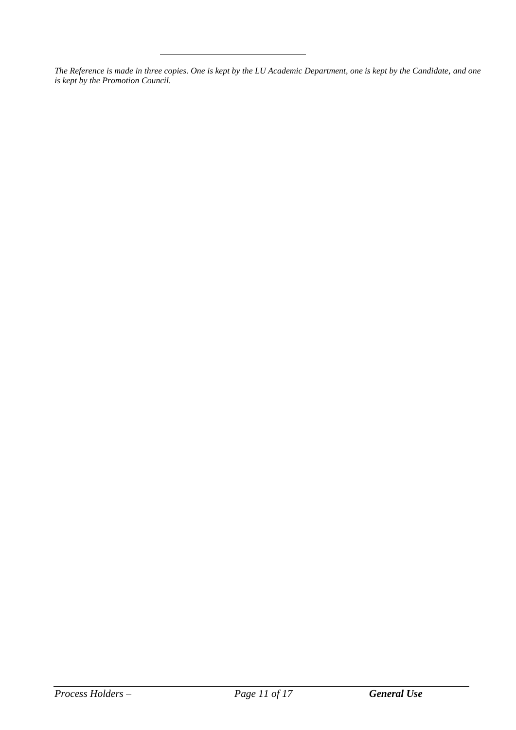*The Reference is made in three copies. One is kept by the LU Academic Department, one is kept by the Candidate, and one is kept by the Promotion Council.*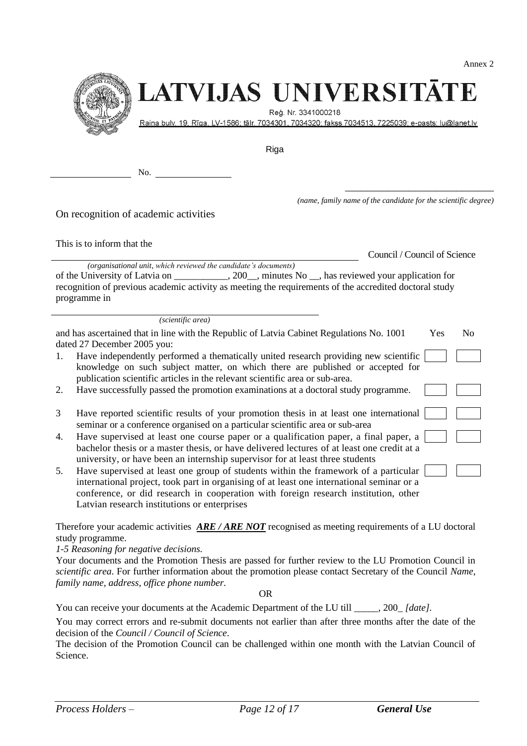Annex 2

# LATVIJAS UNIVERSITĀTE

Reģ. Nr. 3341000218

Raiņa bulv. 19, Rīga, LV-1586; tālr. 7034301, 7034320; fakss 7034513, 7225039; e-pasts: lu@lanet.lv

Riga

\_\_\_\_\_\_\_\_\_\_\_\_\_\_\_\_ No. \_\_\_\_\_\_\_\_\_\_\_\_\_\_\_\_

\_\_\_\_\_\_\_\_\_\_\_\_\_\_\_\_\_\_\_\_\_\_\_\_\_\_\_\_\_\_\_\_

*(name, family name of the candidate for the scientific degree)*

On recognition of academic activities

This is to inform that the

\_\_\_\_\_\_\_\_\_\_\_\_\_\_\_\_\_\_\_\_\_\_\_\_\_\_\_\_\_\_\_\_\_\_\_\_\_\_\_\_\_\_\_\_\_\_\_\_\_\_\_\_\_\_\_\_ Council / Council of Science

*(organisational unit, which reviewed the candidate's documents)*

of the University of Latvia on \_\_\_\_\_\_\_\_\_\_\_, 200\_\_, minutes No \_\_, has reviewed your application for recognition of previous academic activity as meeting the requirements of the accredited doctoral study programme in

\_\_\_\_\_\_\_\_\_\_\_\_\_\_\_\_\_\_\_\_\_\_\_\_\_\_\_\_\_\_\_\_\_\_\_\_\_\_\_\_\_\_\_\_\_\_\_\_\_\_\_\_

*(scientific area)*

| and has ascertained that in line with the Republic of Latvia Cabinet Regulations No. 1001 dated 27 December 2005 you: | Yes | No |
|---|---|---|
| 1. Have independently performed a thematically united research providing new scientific knowledge on such subject matter, on which there are published or accepted for publication scientific articles in the relevant scientific area or sub-area. | ☐ | ☐ |
| 2. Have successfully passed the promotion examinations at a doctoral study programme. | ☐ | ☐ |
| 3 Have reported scientific results of your promotion thesis in at least one international seminar or a conference organised on a particular scientific area or sub-area | ☐ | ☐ |
| 4. Have supervised at least one course paper or a qualification paper, a final paper, a bachelor thesis or a master thesis, or have delivered lectures of at least one credit at a university, or have been an internship supervisor for at least three students | ☐ | ☐ |
| 5. Have supervised at least one group of students within the framework of a particular international project, took part in organising of at least one international seminar or a conference, or did research in cooperation with foreign research institution, other Latvian research institutions or enterprises | ☐ | ☐ |

Therefore your academic activities ***ARE / ARE NOT*** recognised as meeting requirements of a LU doctoral study programme.

*1-5 Reasoning for negative decisions.*

Your documents and the Promotion Thesis are passed for further review to the LU Promotion Council in *scientific area*. For further information about the promotion please contact Secretary of the Council *Name, family name, address, office phone number.*

OR

You can receive your documents at the Academic Department of the LU till \_\_\_\_\_, 200\_ *[date]*.

You may correct errors and re-submit documents not earlier than after three months after the date of the decision of the *Council / Council of Science*.

The decision of the Promotion Council can be challenged within one month with the Latvian Council of Science.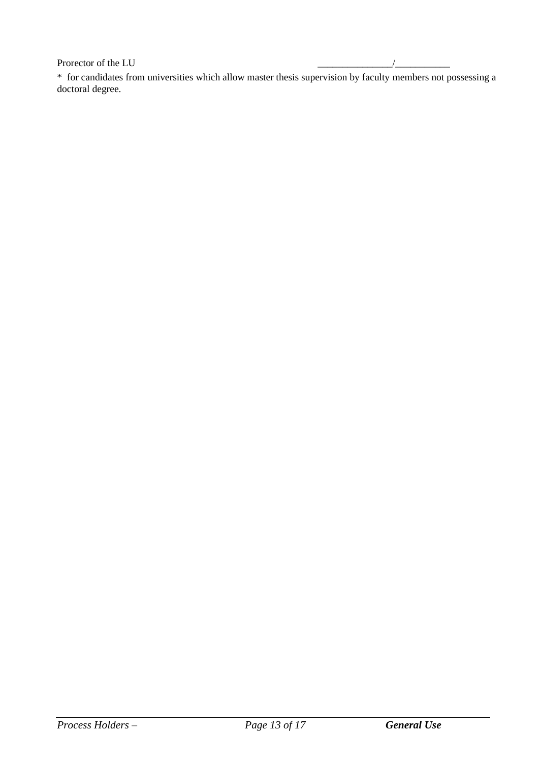Prorector of the LU _______________/___________

* for candidates from universities which allow master thesis supervision by faculty members not possessing a doctoral degree.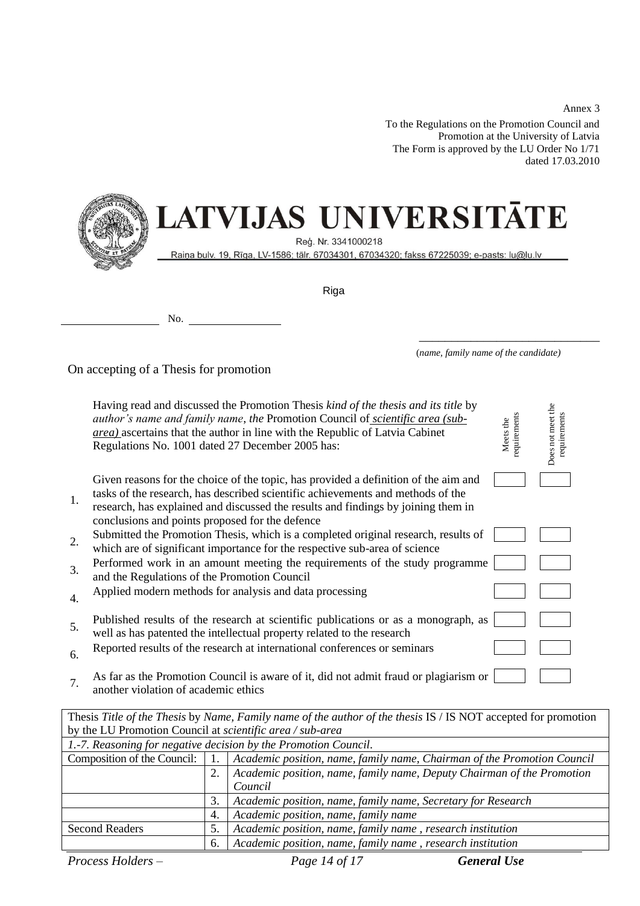Annex 3

To the Regulations on the Promotion Council and Promotion at the University of Latvia
The Form is approved by the LU Order No 1/71 dated 17.03.2010

# LATVIJAS UNIVERSITĀTE

Reģ. Nr. 3341000218
Raiņa bulv. 19, Rīga, LV-1586; tālr. 67034301, 67034320; fakss 67225039; e-pasts: lu@lu.lv

Riga

\_\_\_\_\_\_\_\_\_\_\_\_ No. \_\_\_\_\_\_\_\_\_\_\_\_

\_\_\_\_\_\_\_\_\_\_\_\_\_\_\_\_\_\_\_\_\_\_\_\_\_\_
(*name, family name of the candidate)*

On accepting of a Thesis for promotion

Having read and discussed the Promotion Thesis *kind of the thesis and its title* by *author's name and family name, the* Promotion Council of *scientific area (sub-area)* ascertains that the author in line with the Republic of Latvia Cabinet Regulations No. 1001 dated 27 December 2005 has:

| | | Meets the requirements | Does not meet the requirements |
|---|---|---|---|
| 1. | Given reasons for the choice of the topic, has provided a definition of the aim and tasks of the research, has described scientific achievements and methods of the research, has explained and discussed the results and findings by joining them in conclusions and points proposed for the defence | | |
| 2. | Submitted the Promotion Thesis, which is a completed original research, results of which are of significant importance for the respective sub-area of science | | |
| 3. | Performed work in an amount meeting the requirements of the study programme and the Regulations of the Promotion Council | | |
| 4. | Applied modern methods for analysis and data processing | | |
| 5. | Published results of the research at scientific publications or as a monograph, as well as has patented the intellectual property related to the research | | |
| 6. | Reported results of the research at international conferences or seminars | | |
| 7. | As far as the Promotion Council is aware of it, did not admit fraud or plagiarism or another violation of academic ethics | | |

| Thesis *Title of the Thesis* by *Name, Family name of the author of the thesis* IS / IS NOT accepted for promotion by the LU Promotion Council at *scientific area / sub-area* | | |
|---|---|---|
| *1.-7. Reasoning for negative decision by the Promotion Council.* | | |
| Composition of the Council: | 1. | *Academic position, name, family name, Chairman of the Promotion Council* |
| | 2. | *Academic position, name, family name, Deputy Chairman of the Promotion Council* |
| | 3. | *Academic position, name, family name, Secretary for Research* |
| | 4. | *Academic position, name, family name* |
| Second Readers | 5. | *Academic position, name, family name , research institution* |
| | 6. | *Academic position, name, family name , research institution* |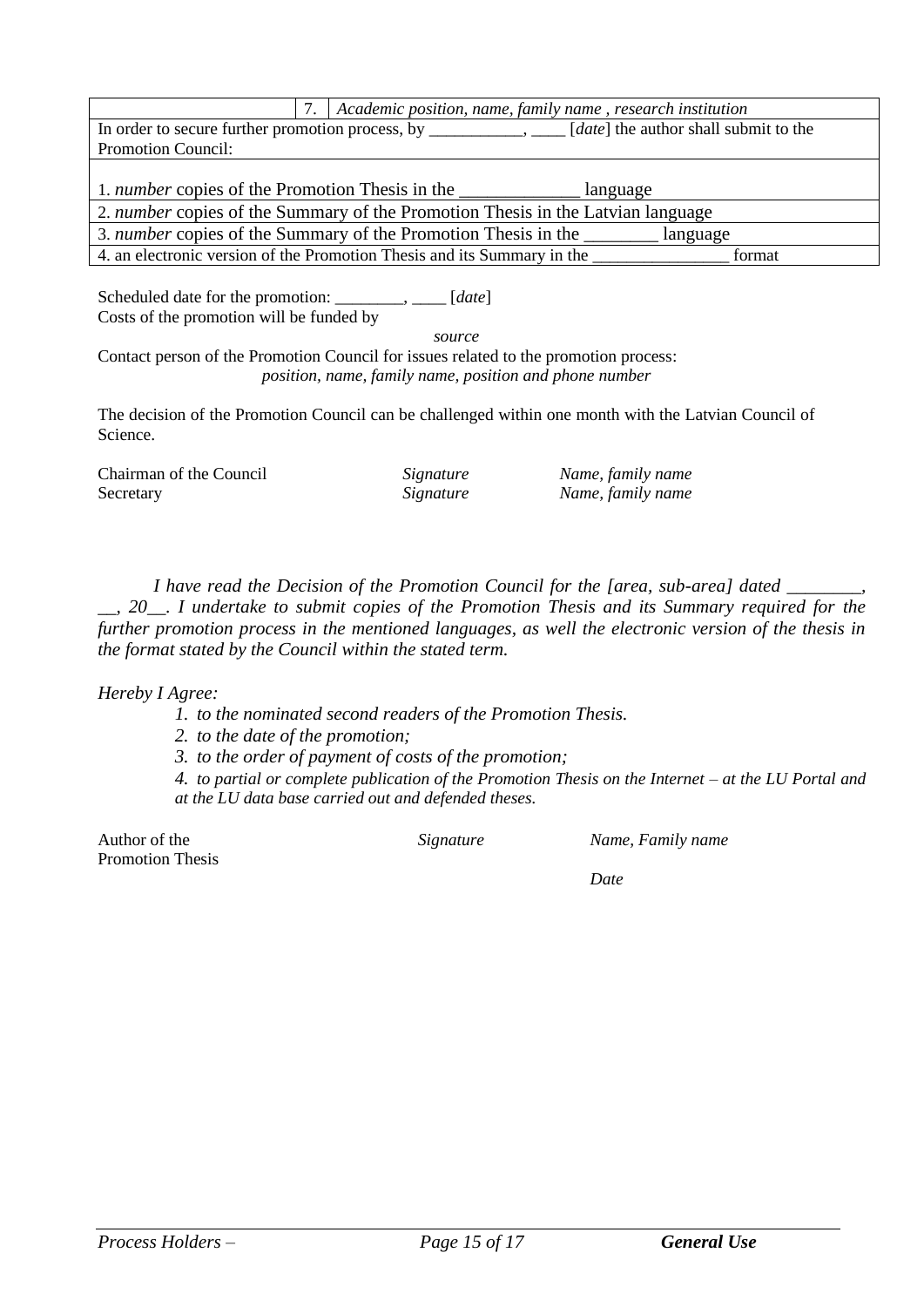|  | 7. | *Academic position, name, family name , research institution* |
|---|---|---|
| In order to secure further promotion process, by ___________, ____ [*date*] the author shall submit to the Promotion Council: | | |
| 1. *number* copies of the Promotion Thesis in the _____________ language | | |
| 2. *number* copies of the Summary of the Promotion Thesis in the Latvian language | | |
| 3. *number* copies of the Summary of the Promotion Thesis in the ________ language | | |
| 4. an electronic version of the Promotion Thesis and its Summary in the _______________ format | | |

Scheduled date for the promotion: ________, ____ [*date*]
Costs of the promotion will be funded by
*source*
Contact person of the Promotion Council for issues related to the promotion process:
*position, name, family name, position and phone number*

The decision of the Promotion Council can be challenged within one month with the Latvian Council of Science.

| Chairman of the Council | *Signature* | *Name, family name* |
|---|---|---|
| Secretary | *Signature* | *Name, family name* |

*I have read the Decision of the Promotion Council for the [area, sub-area] dated ________, __, 20__. I undertake to submit copies of the Promotion Thesis and its Summary required for the further promotion process in the mentioned languages, as well the electronic version of the thesis in the format stated by the Council within the stated term.*

*Hereby I Agree:*

1. *to the nominated second readers of the Promotion Thesis.*
2. *to the date of the promotion;*
3. *to the order of payment of costs of the promotion;*
4. *to partial or complete publication of the Promotion Thesis on the Internet – at the LU Portal and at the LU data base carried out and defended theses.*

| Author of the Promotion Thesis | *Signature* | *Name, Family name* |
|---|---|---|
|  |  | *Date* |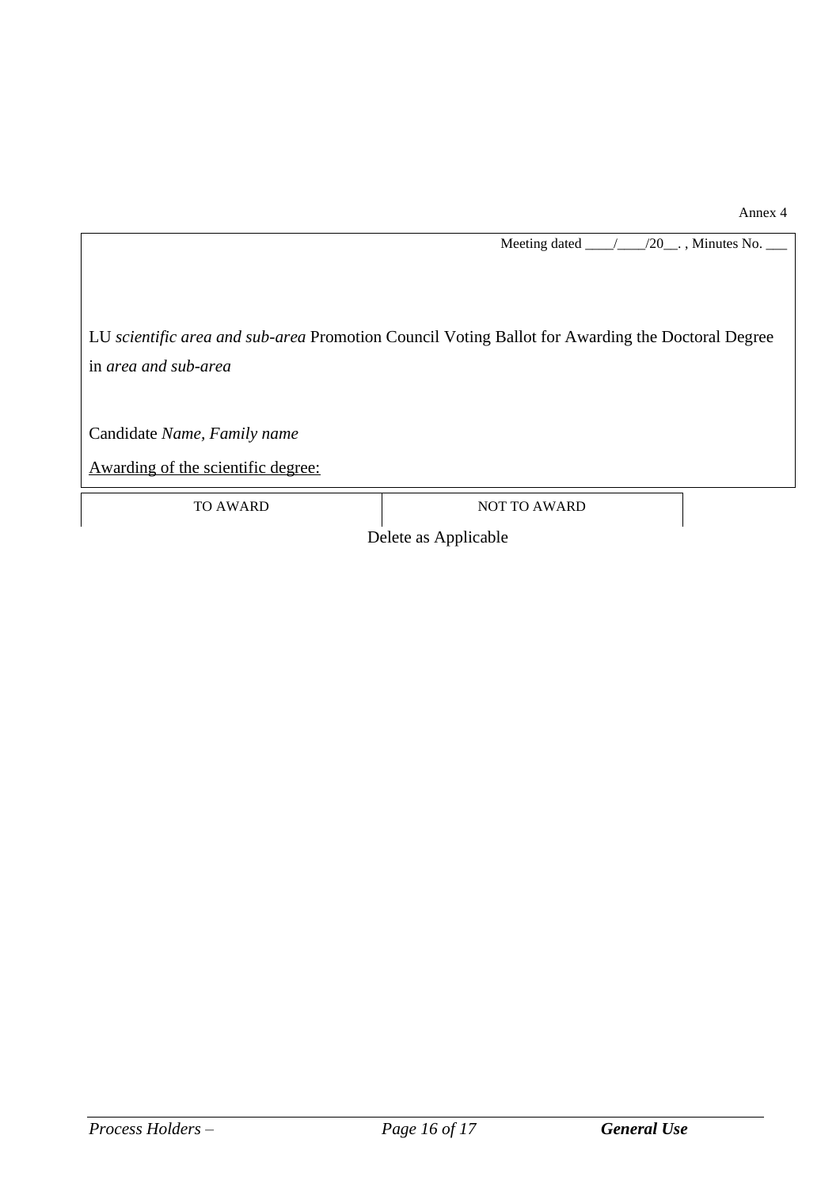Annex 4

Meeting dated ____/____/20__. , Minutes No. ___

LU *scientific area and sub-area* Promotion Council Voting Ballot for Awarding the Doctoral Degree in *area and sub-area*

Candidate *Name, Family name*

Awarding of the scientific degree:

| TO AWARD | NOT TO AWARD |
|---|---|

Delete as Applicable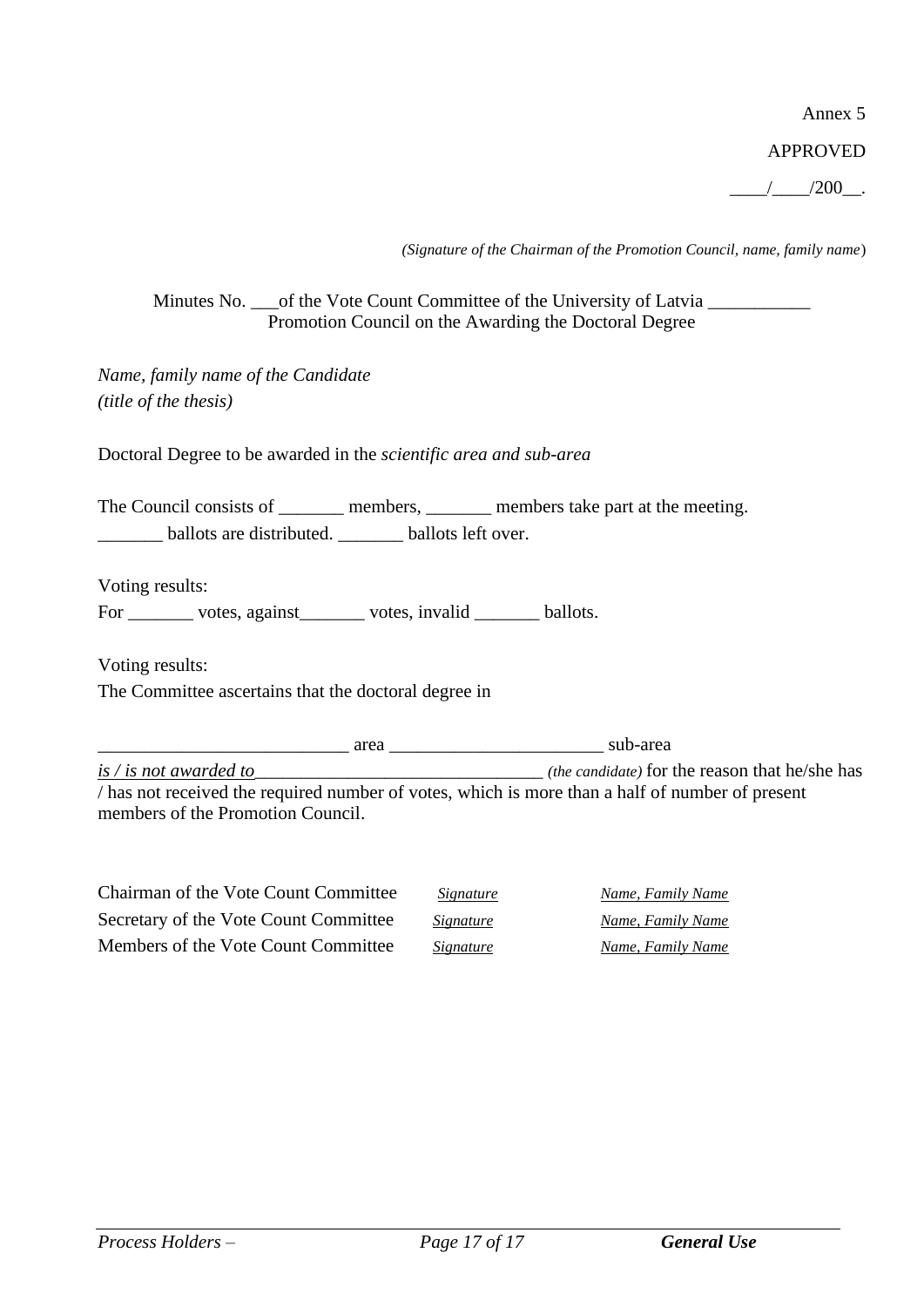Annex 5

APPROVED

____/____/200__.

*(Signature of the Chairman of the Promotion Council, name, family name*)

Minutes No. ___of the Vote Count Committee of the University of Latvia ___________ Promotion Council on the Awarding the Doctoral Degree

*Name, family name of the Candidate*
*(title of the thesis)*

Doctoral Degree to be awarded in the *scientific area and sub-area*

The Council consists of _______ members, _______ members take part at the meeting.
_______ ballots are distributed. _______ ballots left over.

Voting results:
For _______ votes, against_______ votes, invalid _______ ballots.

Voting results:
The Committee ascertains that the doctoral degree in

__________________________ area ______________________ sub-area
*is / is not awarded to*______________________________ *(the candidate)* for the reason that he/she has / has not received the required number of votes, which is more than a half of number of present members of the Promotion Council.

| | | |
|---|---|---|
| Chairman of the Vote Count Committee | *Signature* | *Name, Family Name* |
| Secretary of the Vote Count Committee | *Signature* | *Name, Family Name* |
| Members of the Vote Count Committee | *Signature* | *Name, Family Name* |